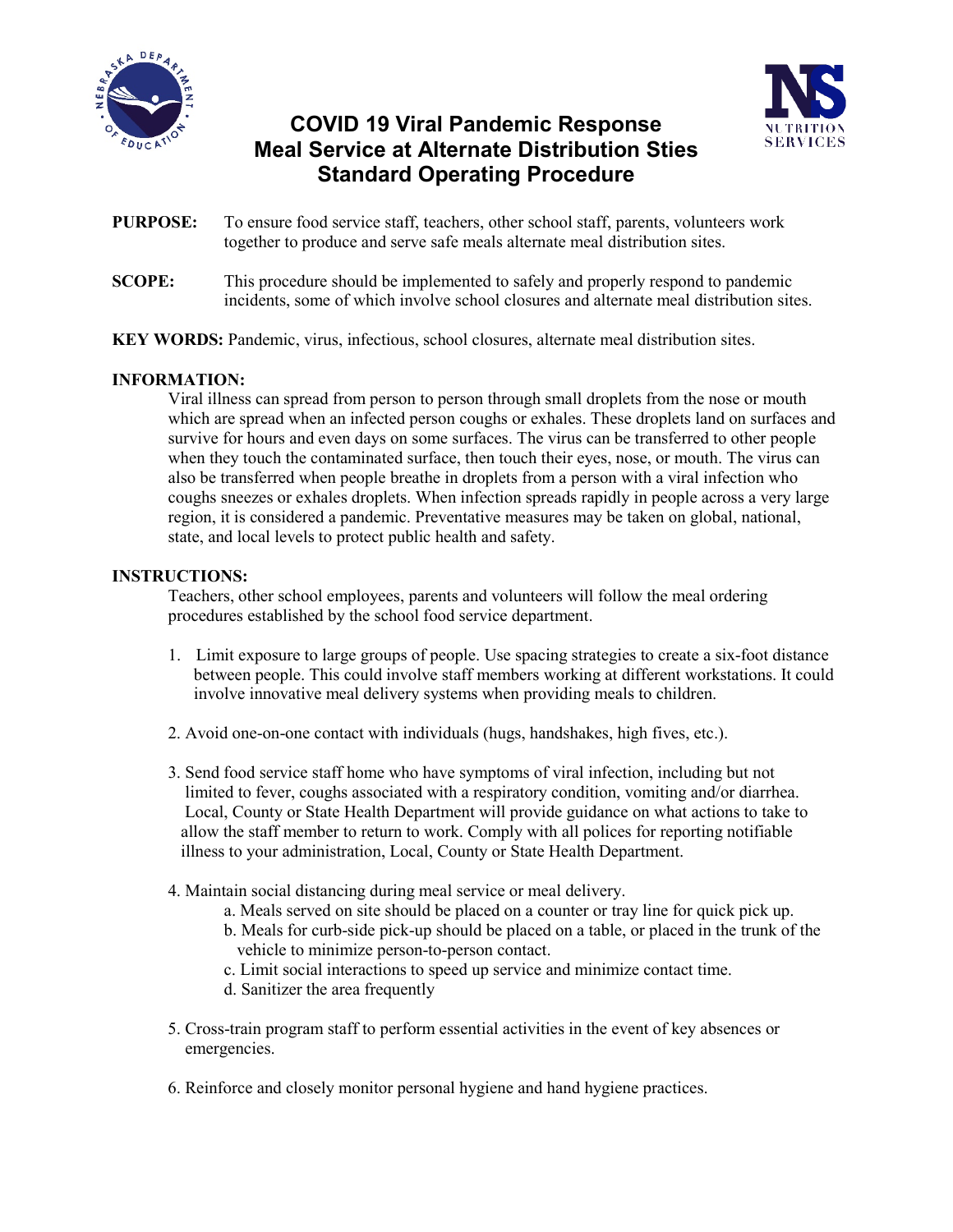# COVID 19 Viral Pandemic Response
# Meal Service at Alternate Distribution Sties
# Standard Operating Procedure

**PURPOSE:** To ensure food service staff, teachers, other school staff, parents, volunteers work together to produce and serve safe meals alternate meal distribution sites.

**SCOPE:** This procedure should be implemented to safely and properly respond to pandemic incidents, some of which involve school closures and alternate meal distribution sites.

**KEY WORDS:** Pandemic, virus, infectious, school closures, alternate meal distribution sites.

**INFORMATION:**

Viral illness can spread from person to person through small droplets from the nose or mouth which are spread when an infected person coughs or exhales. These droplets land on surfaces and survive for hours and even days on some surfaces. The virus can be transferred to other people when they touch the contaminated surface, then touch their eyes, nose, or mouth. The virus can also be transferred when people breathe in droplets from a person with a viral infection who coughs sneezes or exhales droplets. When infection spreads rapidly in people across a very large region, it is considered a pandemic. Preventative measures may be taken on global, national, state, and local levels to protect public health and safety.

**INSTRUCTIONS:**

Teachers, other school employees, parents and volunteers will follow the meal ordering procedures established by the school food service department.

1. Limit exposure to large groups of people. Use spacing strategies to create a six-foot distance between people. This could involve staff members working at different workstations. It could involve innovative meal delivery systems when providing meals to children.

2. Avoid one-on-one contact with individuals (hugs, handshakes, high fives, etc.).

3. Send food service staff home who have symptoms of viral infection, including but not limited to fever, coughs associated with a respiratory condition, vomiting and/or diarrhea. Local, County or State Health Department will provide guidance on what actions to take to allow the staff member to return to work. Comply with all polices for reporting notifiable illness to your administration, Local, County or State Health Department.

4. Maintain social distancing during meal service or meal delivery.
   a. Meals served on site should be placed on a counter or tray line for quick pick up.
   b. Meals for curb-side pick-up should be placed on a table, or placed in the trunk of the vehicle to minimize person-to-person contact.
   c. Limit social interactions to speed up service and minimize contact time.
   d. Sanitizer the area frequently

5. Cross-train program staff to perform essential activities in the event of key absences or emergencies.

6. Reinforce and closely monitor personal hygiene and hand hygiene practices.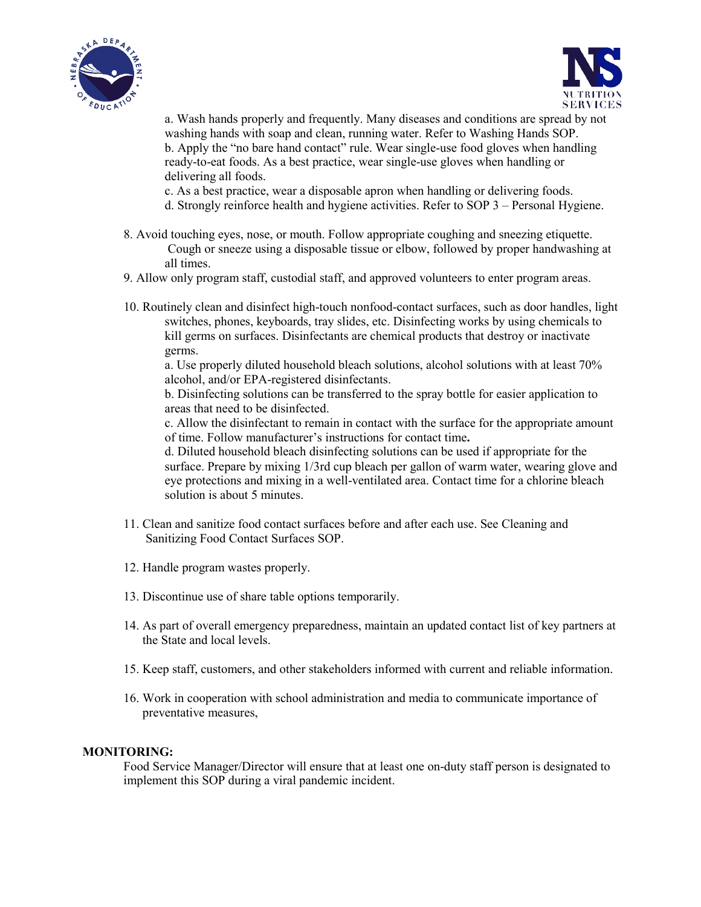a. Wash hands properly and frequently. Many diseases and conditions are spread by not washing hands with soap and clean, running water. Refer to Washing Hands SOP.
b. Apply the "no bare hand contact" rule. Wear single-use food gloves when handling ready-to-eat foods. As a best practice, wear single-use gloves when handling or delivering all foods.
c. As a best practice, wear a disposable apron when handling or delivering foods.
d. Strongly reinforce health and hygiene activities. Refer to SOP 3 – Personal Hygiene.

8. Avoid touching eyes, nose, or mouth. Follow appropriate coughing and sneezing etiquette. Cough or sneeze using a disposable tissue or elbow, followed by proper handwashing at all times.
9. Allow only program staff, custodial staff, and approved volunteers to enter program areas.
10. Routinely clean and disinfect high-touch nonfood-contact surfaces, such as door handles, light switches, phones, keyboards, tray slides, etc. Disinfecting works by using chemicals to kill germs on surfaces. Disinfectants are chemical products that destroy or inactivate germs.
    a. Use properly diluted household bleach solutions, alcohol solutions with at least 70% alcohol, and/or EPA-registered disinfectants.
    b. Disinfecting solutions can be transferred to the spray bottle for easier application to areas that need to be disinfected.
    c. Allow the disinfectant to remain in contact with the surface for the appropriate amount of time. Follow manufacturer's instructions for contact time**.**
    d. Diluted household bleach disinfecting solutions can be used if appropriate for the surface. Prepare by mixing 1/3rd cup bleach per gallon of warm water, wearing glove and eye protections and mixing in a well-ventilated area. Contact time for a chlorine bleach solution is about 5 minutes.
11. Clean and sanitize food contact surfaces before and after each use. See Cleaning and Sanitizing Food Contact Surfaces SOP.
12. Handle program wastes properly.
13. Discontinue use of share table options temporarily.
14. As part of overall emergency preparedness, maintain an updated contact list of key partners at the State and local levels.
15. Keep staff, customers, and other stakeholders informed with current and reliable information.
16. Work in cooperation with school administration and media to communicate importance of preventative measures,

**MONITORING:**

Food Service Manager/Director will ensure that at least one on-duty staff person is designated to implement this SOP during a viral pandemic incident.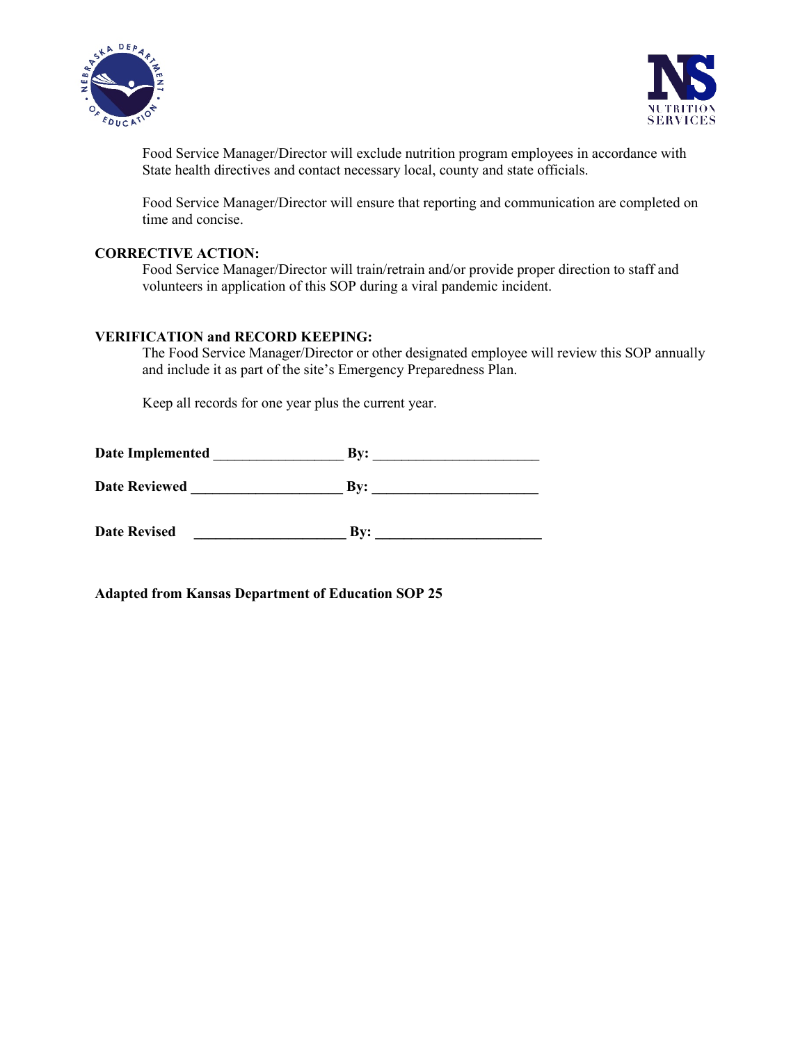Food Service Manager/Director will exclude nutrition program employees in accordance with State health directives and contact necessary local, county and state officials.

Food Service Manager/Director will ensure that reporting and communication are completed on time and concise.

**CORRECTIVE ACTION:**

Food Service Manager/Director will train/retrain and/or provide proper direction to staff and volunteers in application of this SOP during a viral pandemic incident.

**VERIFICATION and RECORD KEEPING:**

The Food Service Manager/Director or other designated employee will review this SOP annually and include it as part of the site's Emergency Preparedness Plan.

Keep all records for one year plus the current year.

**Date Implemented** __________________ **By:** ________________________

**Date Reviewed** _____________________ **By:** ________________________

**Date Revised** _____________________ **By:** ________________________

**Adapted from Kansas Department of Education SOP 25**